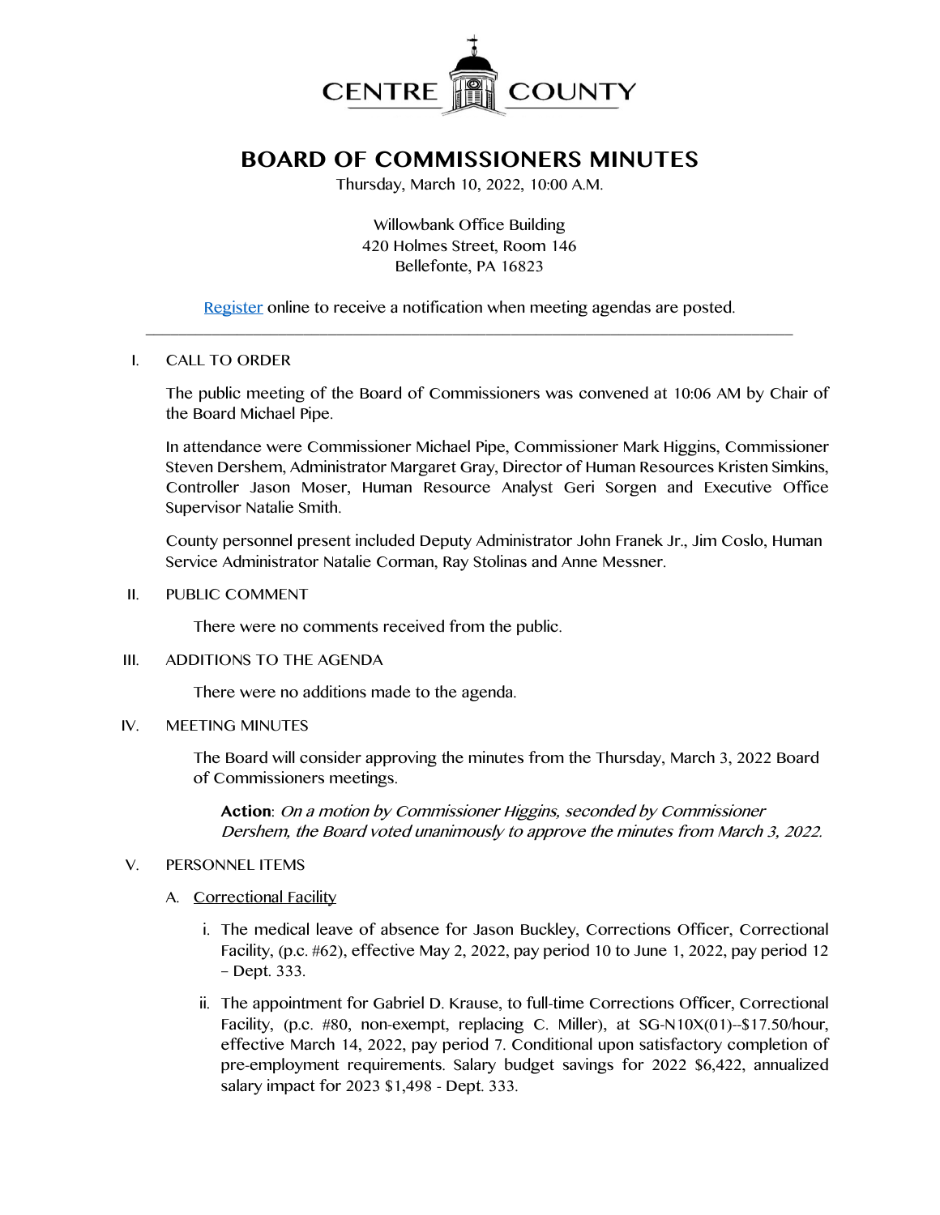CENTRE COUNTY

# BOARD OF COMMISSIONERS MINUTES

Thursday, March 10, 2022, 10:00 A.M.

Willowbank Office Building
420 Holmes Street, Room 146
Bellefonte, PA 16823

Register online to receive a notification when meeting agendas are posted.

---

I. CALL TO ORDER

The public meeting of the Board of Commissioners was convened at 10:06 AM by Chair of the Board Michael Pipe.

In attendance were Commissioner Michael Pipe, Commissioner Mark Higgins, Commissioner Steven Dershem, Administrator Margaret Gray, Director of Human Resources Kristen Simkins, Controller Jason Moser, Human Resource Analyst Geri Sorgen and Executive Office Supervisor Natalie Smith.

County personnel present included Deputy Administrator John Franek Jr., Jim Coslo, Human Service Administrator Natalie Corman, Ray Stolinas and Anne Messner.

II. PUBLIC COMMENT

There were no comments received from the public.

III. ADDITIONS TO THE AGENDA

There were no additions made to the agenda.

IV. MEETING MINUTES

The Board will consider approving the minutes from the Thursday, March 3, 2022 Board of Commissioners meetings.

**Action**: *On a motion by Commissioner Higgins, seconded by Commissioner Dershem, the Board voted unanimously to approve the minutes from March 3, 2022.*

V. PERSONNEL ITEMS

A. Correctional Facility

i. The medical leave of absence for Jason Buckley, Corrections Officer, Correctional Facility, (p.c. #62), effective May 2, 2022, pay period 10 to June 1, 2022, pay period 12 – Dept. 333.

ii. The appointment for Gabriel D. Krause, to full-time Corrections Officer, Correctional Facility, (p.c. #80, non-exempt, replacing C. Miller), at SG-N10X(01)--$17.50/hour, effective March 14, 2022, pay period 7. Conditional upon satisfactory completion of pre-employment requirements. Salary budget savings for 2022 $6,422, annualized salary impact for 2023 $1,498 - Dept. 333.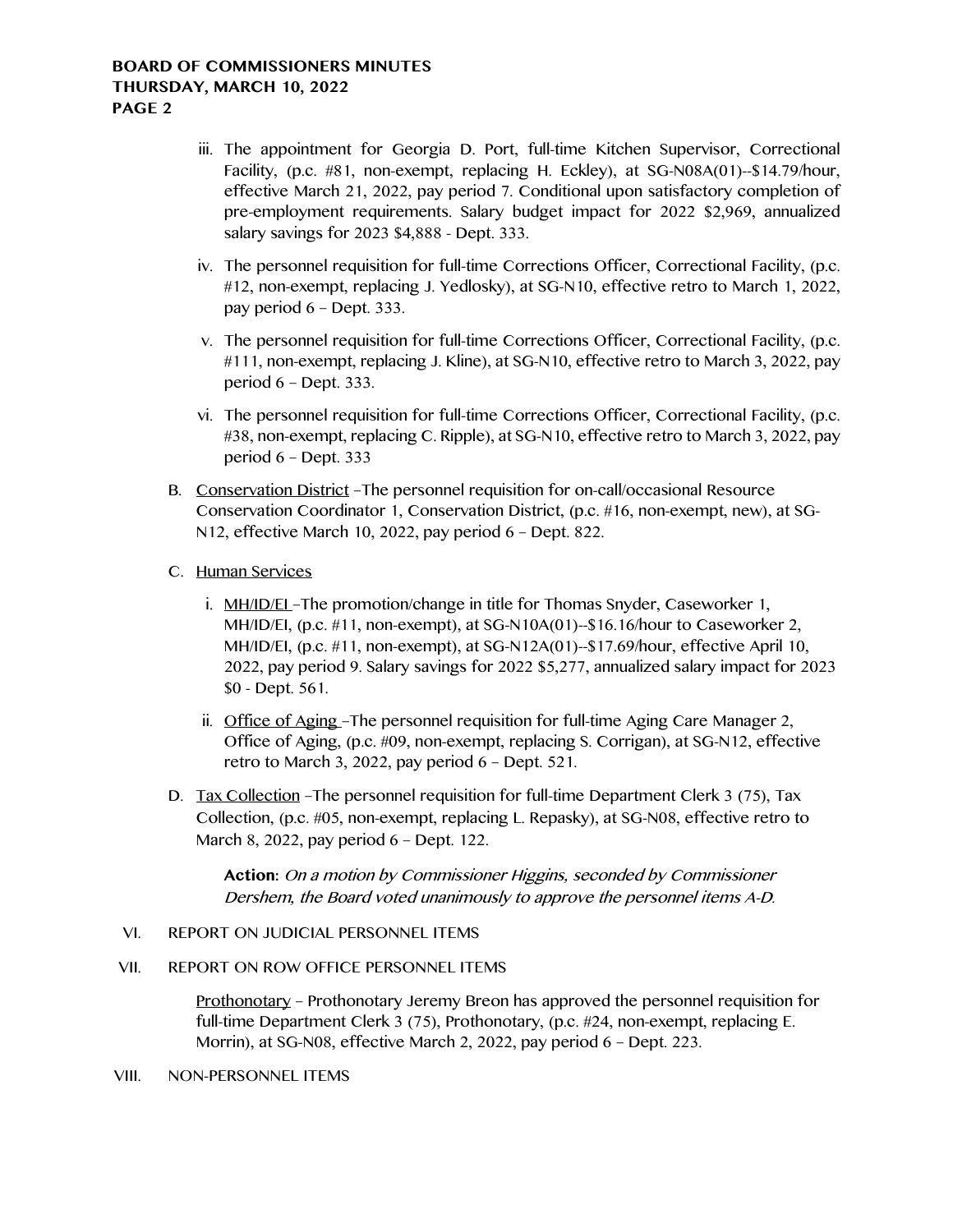iii. The appointment for Georgia D. Port, full-time Kitchen Supervisor, Correctional Facility, (p.c. #81, non-exempt, replacing H. Eckley), at SG-N08A(01)--$14.79/hour, effective March 21, 2022, pay period 7. Conditional upon satisfactory completion of pre-employment requirements. Salary budget impact for 2022 $2,969, annualized salary savings for 2023 $4,888 - Dept. 333.

iv. The personnel requisition for full-time Corrections Officer, Correctional Facility, (p.c. #12, non-exempt, replacing J. Yedlosky), at SG-N10, effective retro to March 1, 2022, pay period 6 – Dept. 333.

v. The personnel requisition for full-time Corrections Officer, Correctional Facility, (p.c. #111, non-exempt, replacing J. Kline), at SG-N10, effective retro to March 3, 2022, pay period 6 – Dept. 333.

vi. The personnel requisition for full-time Corrections Officer, Correctional Facility, (p.c. #38, non-exempt, replacing C. Ripple), at SG-N10, effective retro to March 3, 2022, pay period 6 – Dept. 333

B. Conservation District –The personnel requisition for on-call/occasional Resource Conservation Coordinator 1, Conservation District, (p.c. #16, non-exempt, new), at SG-N12, effective March 10, 2022, pay period 6 – Dept. 822.

C. Human Services

i. MH/ID/EI –The promotion/change in title for Thomas Snyder, Caseworker 1, MH/ID/EI, (p.c. #11, non-exempt), at SG-N10A(01)--$16.16/hour to Caseworker 2, MH/ID/EI, (p.c. #11, non-exempt), at SG-N12A(01)--$17.69/hour, effective April 10, 2022, pay period 9. Salary savings for 2022 $5,277, annualized salary impact for 2023 $0 - Dept. 561.

ii. Office of Aging –The personnel requisition for full-time Aging Care Manager 2, Office of Aging, (p.c. #09, non-exempt, replacing S. Corrigan), at SG-N12, effective retro to March 3, 2022, pay period 6 – Dept. 521.

D. Tax Collection –The personnel requisition for full-time Department Clerk 3 (75), Tax Collection, (p.c. #05, non-exempt, replacing L. Repasky), at SG-N08, effective retro to March 8, 2022, pay period 6 – Dept. 122.

**Action:** *On a motion by Commissioner Higgins, seconded by Commissioner Dershem, the Board voted unanimously to approve the personnel items A-D.*

VI. REPORT ON JUDICIAL PERSONNEL ITEMS

VII. REPORT ON ROW OFFICE PERSONNEL ITEMS

Prothonotary – Prothonotary Jeremy Breon has approved the personnel requisition for full-time Department Clerk 3 (75), Prothonotary, (p.c. #24, non-exempt, replacing E. Morrin), at SG-N08, effective March 2, 2022, pay period 6 – Dept. 223.

VIII. NON-PERSONNEL ITEMS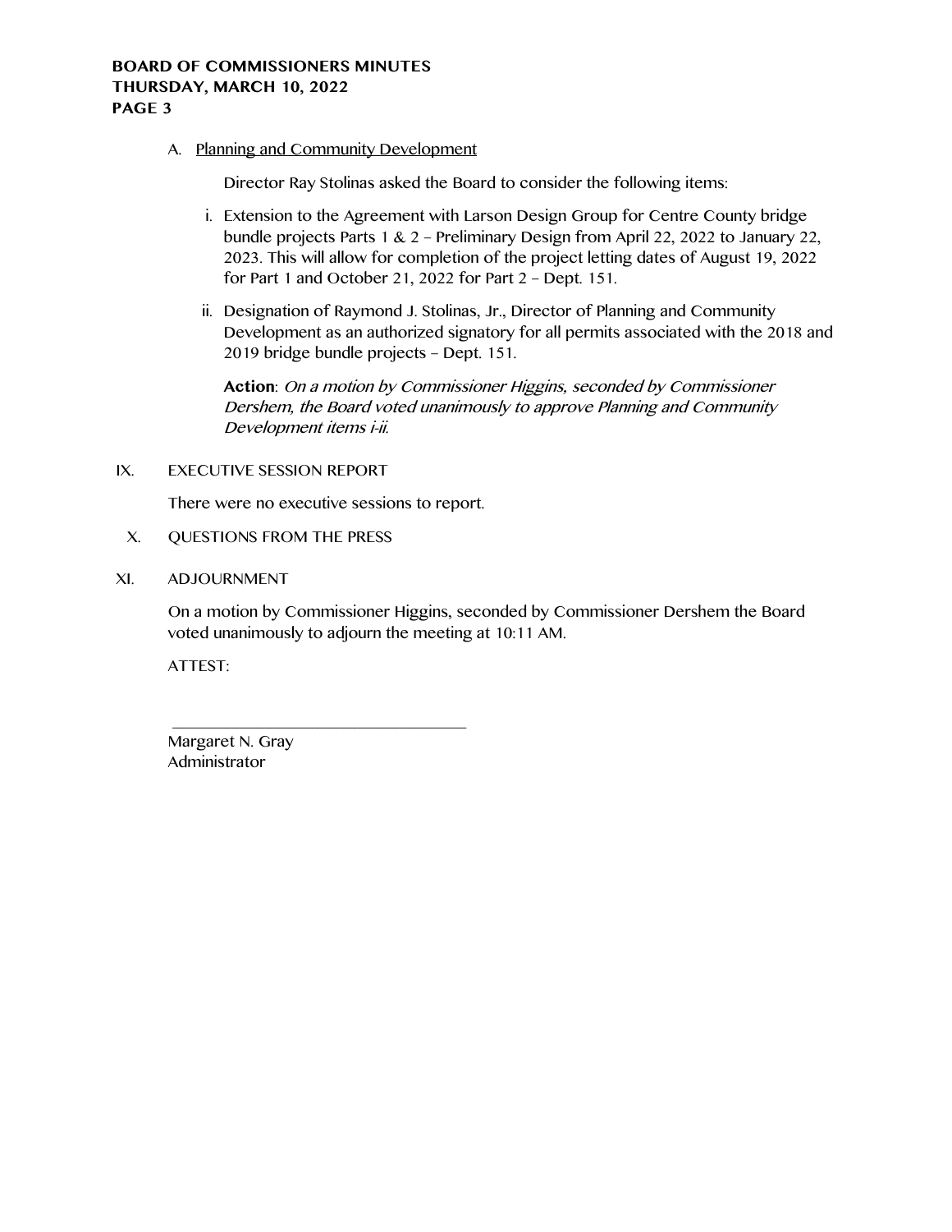A. Planning and Community Development

Director Ray Stolinas asked the Board to consider the following items:

i. Extension to the Agreement with Larson Design Group for Centre County bridge bundle projects Parts 1 & 2 – Preliminary Design from April 22, 2022 to January 22, 2023. This will allow for completion of the project letting dates of August 19, 2022 for Part 1 and October 21, 2022 for Part 2 – Dept. 151.

ii. Designation of Raymond J. Stolinas, Jr., Director of Planning and Community Development as an authorized signatory for all permits associated with the 2018 and 2019 bridge bundle projects – Dept. 151.

**Action**: *On a motion by Commissioner Higgins, seconded by Commissioner Dershem, the Board voted unanimously to approve Planning and Community Development items i-ii.*

IX. EXECUTIVE SESSION REPORT

There were no executive sessions to report.

X. QUESTIONS FROM THE PRESS

XI. ADJOURNMENT

On a motion by Commissioner Higgins, seconded by Commissioner Dershem the Board voted unanimously to adjourn the meeting at 10:11 AM.

ATTEST:

\_\_\_\_\_\_\_\_\_\_\_\_\_\_\_\_\_\_\_\_\_\_\_\_\_\_\_\_\_\_\_\_\_\_

Margaret N. Gray
Administrator